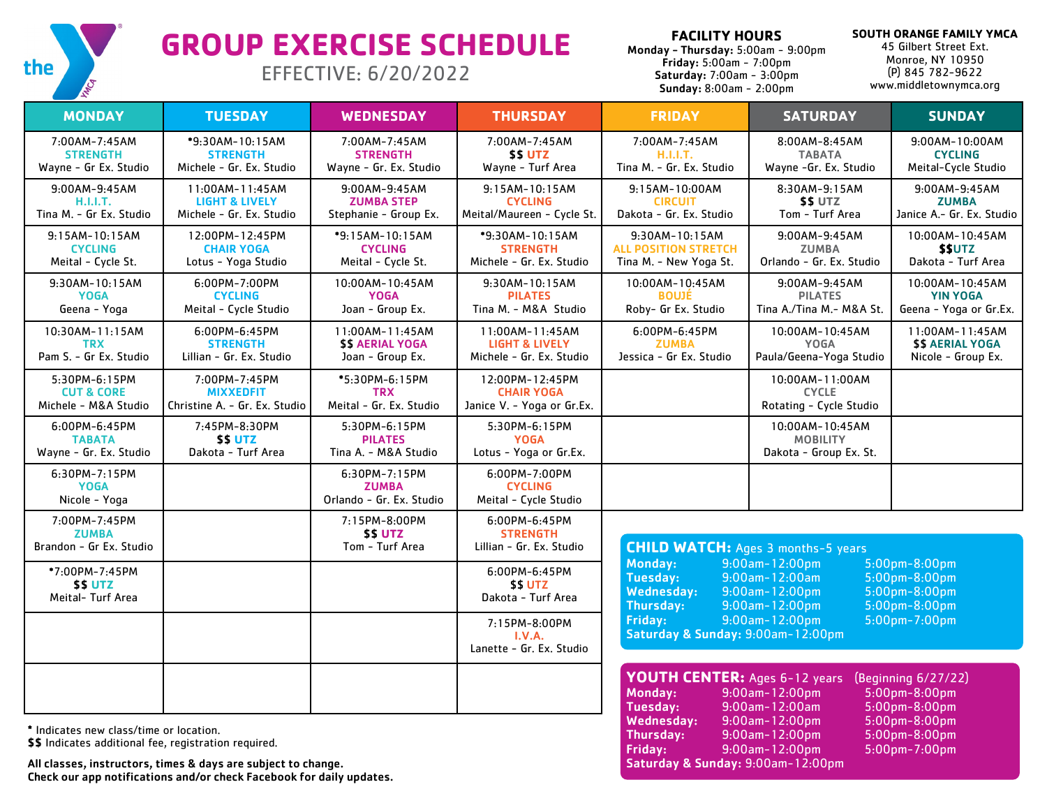# GROUP EXERCISE SCHEDULE

EFFECTIVE: 6/20/2022

**FACILITY HOURS**
**Monday - Thursday:** 5:00am - 9:00pm
**Friday:** 5:00am - 7:00pm
**Saturday:** 7:00am - 3:00pm
**Sunday:** 8:00am - 2:00pm

**SOUTH ORANGE FAMILY YMCA**
45 Gilbert Street Ext.
Monroe, NY 10950
(P) 845 782-9622
www.middletownymca.org

| MONDAY | TUESDAY | WEDNESDAY | THURSDAY | FRIDAY | SATURDAY | SUNDAY |
|---|---|---|---|---|---|---|
| 7:00AM-7:45AM STRENGTH Wayne - Gr Ex. Studio | *9:30AM-10:15AM STRENGTH Michele - Gr. Ex. Studio | 7:00AM-7:45AM STRENGTH Wayne - Gr. Ex. Studio | 7:00AM-7:45AM $$ UTZ Wayne - Turf Area | 7:00AM-7:45AM H.I.I.T. Tina M. - Gr. Ex. Studio | 8:00AM-8:45AM TABATA Wayne -Gr. Ex. Studio | 9:00AM-10:00AM CYCLING Meital-Cycle Studio |
| 9:00AM-9:45AM H.I.I.T. Tina M. - Gr Ex. Studio | 11:00AM-11:45AM LIGHT & LIVELY Michele - Gr. Ex. Studio | 9:00AM-9:45AM ZUMBA STEP Stephanie - Group Ex. | 9:15AM-10:15AM CYCLING Meital/Maureen - Cycle St. | 9:15AM-10:00AM CIRCUIT Dakota - Gr. Ex. Studio | 8:30AM-9:15AM $$ UTZ Tom - Turf Area | 9:00AM-9:45AM ZUMBA Janice A.- Gr. Ex. Studio |
| 9:15AM-10:15AM CYCLING Meital - Cycle St. | 12:00PM-12:45PM CHAIR YOGA Lotus - Yoga Studio | *9:15AM-10:15AM CYCLING Meital - Cycle St. | *9:30AM-10:15AM STRENGTH Michele - Gr. Ex. Studio | 9:30AM-10:15AM ALL POSITION STRETCH Tina M. - New Yoga St. | 9:00AM-9:45AM ZUMBA Orlando - Gr. Ex. Studio | 10:00AM-10:45AM $$UTZ Dakota - Turf Area |
| 9:30AM-10:15AM YOGA Geena - Yoga | 6:00PM-7:00PM CYCLING Meital - Cycle Studio | 10:00AM-10:45AM YOGA Joan - Group Ex. | 9:30AM-10:15AM PILATES Tina M. - M&A Studio | 10:00AM-10:45AM BOUJÉ Roby- Gr Ex. Studio | 9:00AM-9:45AM PILATES Tina A./Tina M.- M&A St. | 10:00AM-10:45AM YIN YOGA Geena - Yoga or Gr.Ex. |
| 10:30AM-11:15AM TRX Pam S. - Gr Ex. Studio | 6:00PM-6:45PM STRENGTH Lillian - Gr. Ex. Studio | 11:00AM-11:45AM $$ AERIAL YOGA Joan - Group Ex. | 11:00AM-11:45AM LIGHT & LIVELY Michele - Gr. Ex. Studio | 6:00PM-6:45PM ZUMBA Jessica - Gr Ex. Studio | 10:00AM-10:45AM YOGA Paula/Geena-Yoga Studio | 11:00AM-11:45AM $$ AERIAL YOGA Nicole - Group Ex. |
| 5:30PM-6:15PM CUT & CORE Michele - M&A Studio | 7:00PM-7:45PM MIXXEDFIT Christine A. - Gr. Ex. Studio | *5:30PM-6:15PM TRX Meital - Gr. Ex. Studio | 12:00PM-12:45PM CHAIR YOGA Janice V. - Yoga or Gr.Ex. | | 10:00AM-11:00AM CYCLE Rotating - Cycle Studio | |
| 6:00PM-6:45PM TABATA Wayne - Gr. Ex. Studio | 7:45PM-8:30PM $$ UTZ Dakota - Turf Area | 5:30PM-6:15PM PILATES Tina A. - M&A Studio | 5:30PM-6:15PM YOGA Lotus - Yoga or Gr.Ex. | | 10:00AM-10:45AM MOBILITY Dakota - Group Ex. St. | |
| 6:30PM-7:15PM YOGA Nicole - Yoga | | 6:30PM-7:15PM ZUMBA Orlando - Gr. Ex. Studio | 6:00PM-7:00PM CYCLING Meital - Cycle Studio | | | |
| 7:00PM-7:45PM ZUMBA Brandon - Gr Ex. Studio | | 7:15PM-8:00PM $$ UTZ Tom - Turf Area | 6:00PM-6:45PM STRENGTH Lillian - Gr. Ex. Studio | | | |
| *7:00PM-7:45PM $$ UTZ Meital- Turf Area | | | 6:00PM-6:45PM $$ UTZ Dakota - Turf Area | | | |
| | | | 7:15PM-8:00PM I.V.A. Lanette - Gr. Ex. Studio | | | |

**CHILD WATCH:** Ages 3 months-5 years

| | | |
|---|---|---|
| **Monday:** | 9:00am-12:00pm | 5:00pm-8:00pm |
| **Tuesday:** | 9:00am-12:00am | 5:00pm-8:00pm |
| **Wednesday:** | 9:00am-12:00pm | 5:00pm-8:00pm |
| **Thursday:** | 9:00am-12:00pm | 5:00pm-8:00pm |
| **Friday:** | 9:00am-12:00pm | 5:00pm-7:00pm |
| **Saturday & Sunday:** | 9:00am-12:00pm | |

**YOUTH CENTER:** Ages 6-12 years (Beginning 6/27/22)

| | | |
|---|---|---|
| **Monday:** | 9:00am-12:00pm | 5:00pm-8:00pm |
| **Tuesday:** | 9:00am-12:00am | 5:00pm-8:00pm |
| **Wednesday:** | 9:00am-12:00pm | 5:00pm-8:00pm |
| **Thursday:** | 9:00am-12:00pm | 5:00pm-8:00pm |
| **Friday:** | 9:00am-12:00pm | 5:00pm-7:00pm |
| **Saturday & Sunday:** | 9:00am-12:00pm | |

**\*** Indicates new class/time or location.
**$$** Indicates additional fee, registration required.

**All classes, instructors, times & days are subject to change.**
**Check our app notifications and/or check Facebook for daily updates.**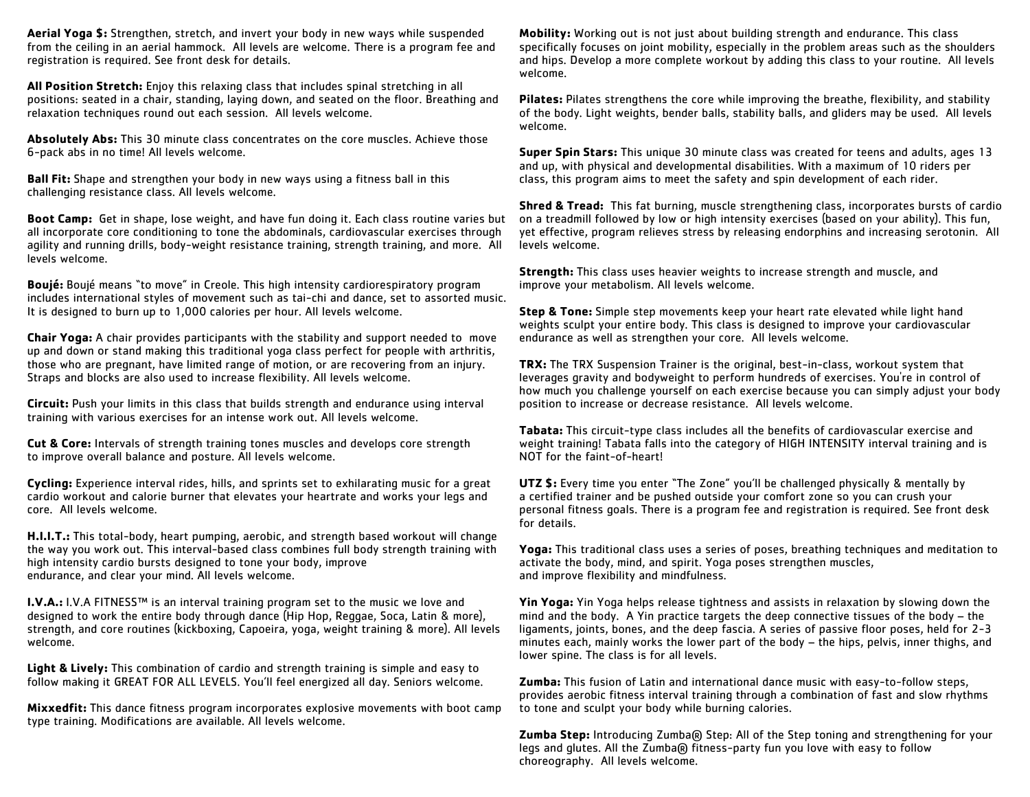**Aerial Yoga $:** Strengthen, stretch, and invert your body in new ways while suspended from the ceiling in an aerial hammock. All levels are welcome. There is a program fee and registration is required. See front desk for details.

**All Position Stretch:** Enjoy this relaxing class that includes spinal stretching in all positions: seated in a chair, standing, laying down, and seated on the floor. Breathing and relaxation techniques round out each session. All levels welcome.

**Absolutely Abs:** This 30 minute class concentrates on the core muscles. Achieve those 6-pack abs in no time! All levels welcome.

**Ball Fit:** Shape and strengthen your body in new ways using a fitness ball in this challenging resistance class. All levels welcome.

**Boot Camp:** Get in shape, lose weight, and have fun doing it. Each class routine varies but all incorporate core conditioning to tone the abdominals, cardiovascular exercises through agility and running drills, body-weight resistance training, strength training, and more. All levels welcome.

**Boujé:** Boujé means "to move" in Creole. This high intensity cardiorespiratory program includes international styles of movement such as tai-chi and dance, set to assorted music. It is designed to burn up to 1,000 calories per hour. All levels welcome.

**Chair Yoga:** A chair provides participants with the stability and support needed to move up and down or stand making this traditional yoga class perfect for people with arthritis, those who are pregnant, have limited range of motion, or are recovering from an injury. Straps and blocks are also used to increase flexibility. All levels welcome.

**Circuit:** Push your limits in this class that builds strength and endurance using interval training with various exercises for an intense work out. All levels welcome.

**Cut & Core:** Intervals of strength training tones muscles and develops core strength to improve overall balance and posture. All levels welcome.

**Cycling:** Experience interval rides, hills, and sprints set to exhilarating music for a great cardio workout and calorie burner that elevates your heartrate and works your legs and core. All levels welcome.

**H.I.I.T.:** This total-body, heart pumping, aerobic, and strength based workout will change the way you work out. This interval-based class combines full body strength training with high intensity cardio bursts designed to tone your body, improve endurance, and clear your mind. All levels welcome.

**I.V.A.:** I.V.A FITNESS™ is an interval training program set to the music we love and designed to work the entire body through dance (Hip Hop, Reggae, Soca, Latin & more), strength, and core routines (kickboxing, Capoeira, yoga, weight training & more). All levels welcome.

**Light & Lively:** This combination of cardio and strength training is simple and easy to follow making it GREAT FOR ALL LEVELS. You'll feel energized all day. Seniors welcome.

**Mixxedfit:** This dance fitness program incorporates explosive movements with boot camp type training. Modifications are available. All levels welcome.

**Mobility:** Working out is not just about building strength and endurance. This class specifically focuses on joint mobility, especially in the problem areas such as the shoulders and hips. Develop a more complete workout by adding this class to your routine. All levels welcome.

**Pilates:** Pilates strengthens the core while improving the breathe, flexibility, and stability of the body. Light weights, bender balls, stability balls, and gliders may be used. All levels welcome.

**Super Spin Stars:** This unique 30 minute class was created for teens and adults, ages 13 and up, with physical and developmental disabilities. With a maximum of 10 riders per class, this program aims to meet the safety and spin development of each rider.

**Shred & Tread:** This fat burning, muscle strengthening class, incorporates bursts of cardio on a treadmill followed by low or high intensity exercises (based on your ability). This fun, yet effective, program relieves stress by releasing endorphins and increasing serotonin. All levels welcome.

**Strength:** This class uses heavier weights to increase strength and muscle, and improve your metabolism. All levels welcome.

**Step & Tone:** Simple step movements keep your heart rate elevated while light hand weights sculpt your entire body. This class is designed to improve your cardiovascular endurance as well as strengthen your core. All levels welcome.

**TRX:** The TRX Suspension Trainer is the original, best-in-class, workout system that leverages gravity and bodyweight to perform hundreds of exercises. You're in control of how much you challenge yourself on each exercise because you can simply adjust your body position to increase or decrease resistance. All levels welcome.

**Tabata:** This circuit-type class includes all the benefits of cardiovascular exercise and weight training! Tabata falls into the category of HIGH INTENSITY interval training and is NOT for the faint-of-heart!

**UTZ $:** Every time you enter "The Zone" you'll be challenged physically & mentally by a certified trainer and be pushed outside your comfort zone so you can crush your personal fitness goals. There is a program fee and registration is required. See front desk for details.

**Yoga:** This traditional class uses a series of poses, breathing techniques and meditation to activate the body, mind, and spirit. Yoga poses strengthen muscles, and improve flexibility and mindfulness.

**Yin Yoga:** Yin Yoga helps release tightness and assists in relaxation by slowing down the mind and the body. A Yin practice targets the deep connective tissues of the body – the ligaments, joints, bones, and the deep fascia. A series of passive floor poses, held for 2-3 minutes each, mainly works the lower part of the body – the hips, pelvis, inner thighs, and lower spine. The class is for all levels.

**Zumba:** This fusion of Latin and international dance music with easy-to-follow steps, provides aerobic fitness interval training through a combination of fast and slow rhythms to tone and sculpt your body while burning calories.

**Zumba Step:** Introducing Zumba® Step: All of the Step toning and strengthening for your legs and glutes. All the Zumba® fitness-party fun you love with easy to follow choreography. All levels welcome.